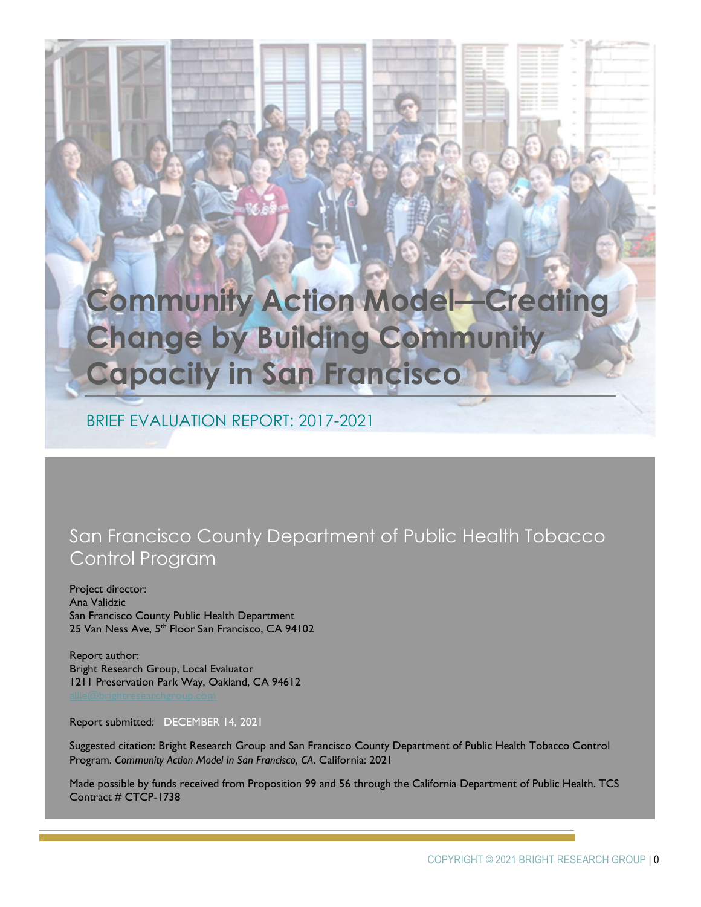# Community Action Model—Creating Change by Building Community Capacity in San Francisco

## BRIEF EVALUATION REPORT: 2017-2021

## San Francisco County Department of Public Health Tobacco Control Program

Project director:
Ana Validzic
San Francisco County Public Health Department
25 Van Ness Ave, 5th Floor San Francisco, CA 94102

Report author:
Bright Research Group, Local Evaluator
1211 Preservation Park Way, Oakland, CA 94612
allie@brightresearchgroup.com

Report submitted: DECEMBER 14, 2021

Suggested citation: Bright Research Group and San Francisco County Department of Public Health Tobacco Control Program. *Community Action Model in San Francisco, CA*. California: 2021

Made possible by funds received from Proposition 99 and 56 through the California Department of Public Health. TCS Contract # CTCP-1738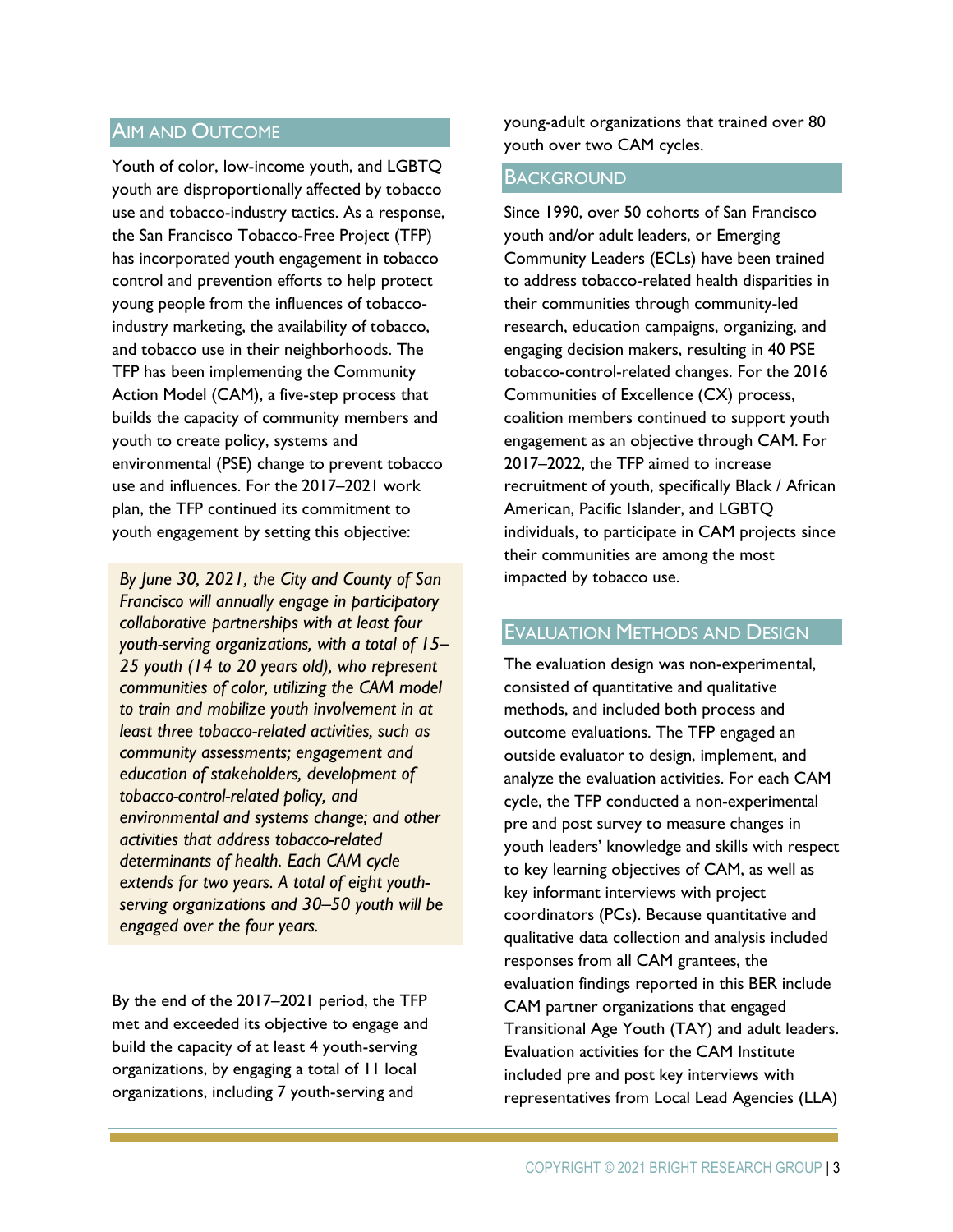## Aim and Outcome

Youth of color, low-income youth, and LGBTQ youth are disproportionally affected by tobacco use and tobacco-industry tactics. As a response, the San Francisco Tobacco-Free Project (TFP) has incorporated youth engagement in tobacco control and prevention efforts to help protect young people from the influences of tobacco-industry marketing, the availability of tobacco, and tobacco use in their neighborhoods. The TFP has been implementing the Community Action Model (CAM), a five-step process that builds the capacity of community members and youth to create policy, systems and environmental (PSE) change to prevent tobacco use and influences. For the 2017–2021 work plan, the TFP continued its commitment to youth engagement by setting this objective:

> *By June 30, 2021, the City and County of San Francisco will annually engage in participatory collaborative partnerships with at least four youth-serving organizations, with a total of 15–25 youth (14 to 20 years old), who represent communities of color, utilizing the CAM model to train and mobilize youth involvement in at least three tobacco-related activities, such as community assessments; engagement and education of stakeholders, development of tobacco-control-related policy, and environmental and systems change; and other activities that address tobacco-related determinants of health. Each CAM cycle extends for two years. A total of eight youth-serving organizations and 30–50 youth will be engaged over the four years.*

By the end of the 2017–2021 period, the TFP met and exceeded its objective to engage and build the capacity of at least 4 youth-serving organizations, by engaging a total of 11 local organizations, including 7 youth-serving and young-adult organizations that trained over 80 youth over two CAM cycles.

## Background

Since 1990, over 50 cohorts of San Francisco youth and/or adult leaders, or Emerging Community Leaders (ECLs) have been trained to address tobacco-related health disparities in their communities through community-led research, education campaigns, organizing, and engaging decision makers, resulting in 40 PSE tobacco-control-related changes. For the 2016 Communities of Excellence (CX) process, coalition members continued to support youth engagement as an objective through CAM. For 2017–2022, the TFP aimed to increase recruitment of youth, specifically Black / African American, Pacific Islander, and LGBTQ individuals, to participate in CAM projects since their communities are among the most impacted by tobacco use.

## Evaluation Methods and Design

The evaluation design was non-experimental, consisted of quantitative and qualitative methods, and included both process and outcome evaluations. The TFP engaged an outside evaluator to design, implement, and analyze the evaluation activities. For each CAM cycle, the TFP conducted a non-experimental pre and post survey to measure changes in youth leaders' knowledge and skills with respect to key learning objectives of CAM, as well as key informant interviews with project coordinators (PCs). Because quantitative and qualitative data collection and analysis included responses from all CAM grantees, the evaluation findings reported in this BER include CAM partner organizations that engaged Transitional Age Youth (TAY) and adult leaders. Evaluation activities for the CAM Institute included pre and post key interviews with representatives from Local Lead Agencies (LLA)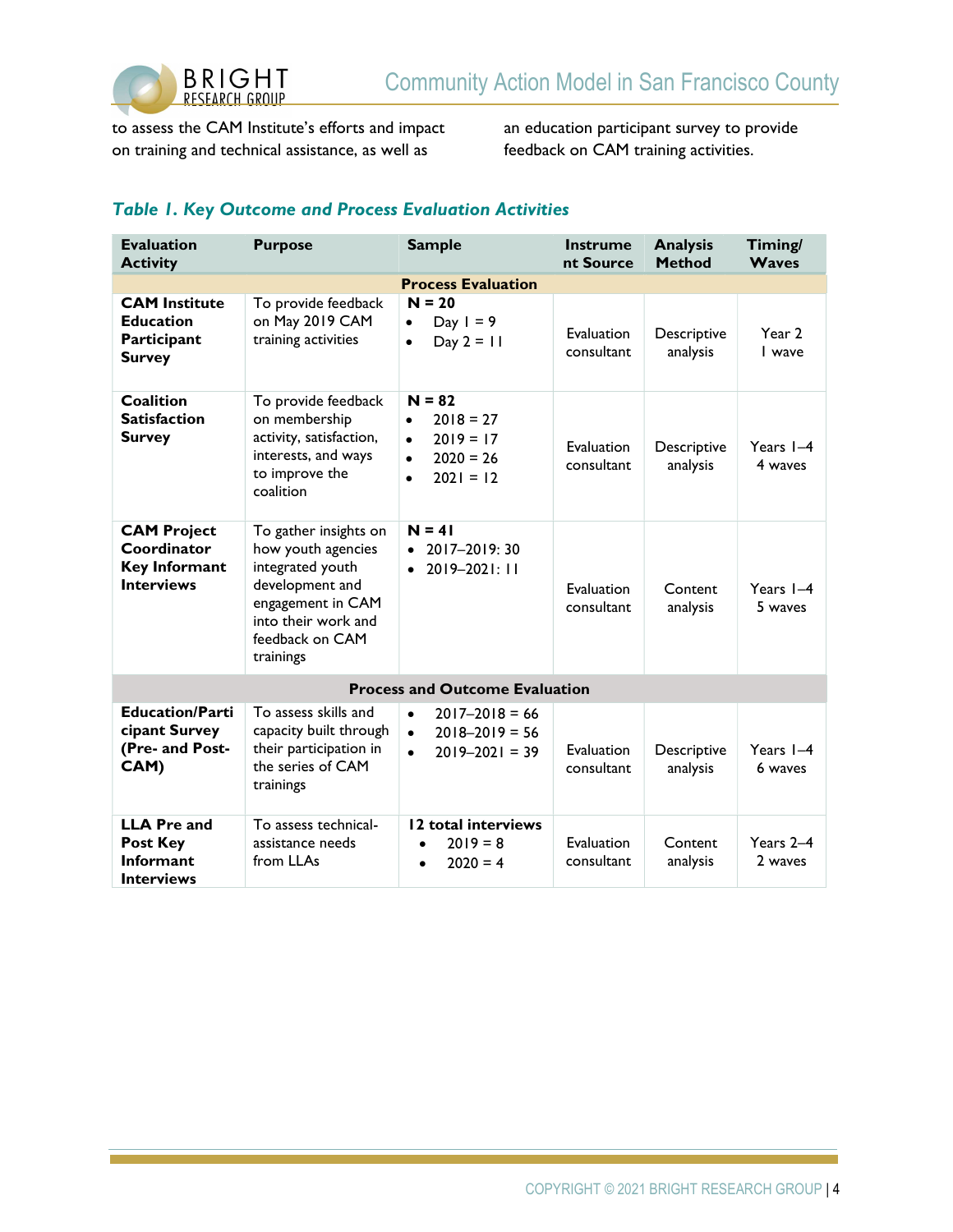to assess the CAM Institute's efforts and impact on training and technical assistance, as well as an education participant survey to provide feedback on CAM training activities.

### *Table 1. Key Outcome and Process Evaluation Activities*

| Evaluation Activity | Purpose | Sample | Instrument Source | Analysis Method | Timing/ Waves |
|---|---|---|---|---|---|
| | | **Process Evaluation** | | | |
| **CAM Institute Education Participant Survey** | To provide feedback on May 2019 CAM training activities | **N = 20**<br>• Day 1 = 9<br>• Day 2 = 11 | Evaluation consultant | Descriptive analysis | Year 2<br>1 wave |
| **Coalition Satisfaction Survey** | To provide feedback on membership activity, satisfaction, interests, and ways to improve the coalition | **N = 82**<br>• 2018 = 27<br>• 2019 = 17<br>• 2020 = 26<br>• 2021 = 12 | Evaluation consultant | Descriptive analysis | Years 1–4<br>4 waves |
| **CAM Project Coordinator Key Informant Interviews** | To gather insights on how youth agencies integrated youth development and engagement in CAM into their work and feedback on CAM trainings | **N = 41**<br>• 2017–2019: 30<br>• 2019–2021: 11 | Evaluation consultant | Content analysis | Years 1–4<br>5 waves |
| | | **Process and Outcome Evaluation** | | | |
| **Education/Participant Survey (Pre- and Post-CAM)** | To assess skills and capacity built through their participation in the series of CAM trainings | • 2017–2018 = 66<br>• 2018–2019 = 56<br>• 2019–2021 = 39 | Evaluation consultant | Descriptive analysis | Years 1–4<br>6 waves |
| **LLA Pre and Post Key Informant Interviews** | To assess technical-assistance needs from LLAs | **12 total interviews**<br>• 2019 = 8<br>• 2020 = 4 | Evaluation consultant | Content analysis | Years 2–4<br>2 waves |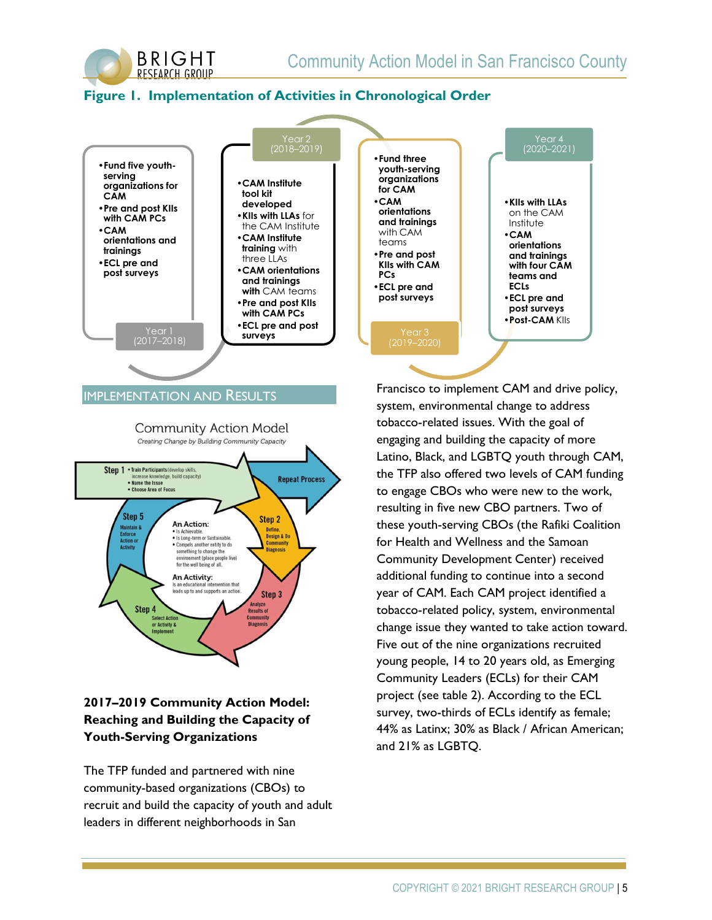**Figure 1. Implementation of Activities in Chronological Order**

**Year 1 (2017–2018)**

- Fund five youth-serving organizations for CAM
- Pre and post KIIs with CAM PCs
- CAM orientations and trainings
- ECL pre and post surveys

**Year 2 (2018–2019)**

- CAM Institute tool kit developed
- KIIs with LLAs for the CAM Institute
- CAM Institute training with three LLAs
- CAM orientations and trainings with CAM teams
- Pre and post KIIs with CAM PCs
- ECL pre and post surveys

**Year 3 (2019–2020)**

- Fund three youth-serving organizations for CAM
- CAM orientations and trainings with CAM teams
- Pre and post KIIs with CAM PCs
- ECL pre and post surveys

**Year 4 (2020–2021)**

- KIIs with LLAs on the CAM Institute
- CAM orientations and trainings with four CAM teams and ECLs
- ECL pre and post surveys
- Post-CAM KIIs

## Implementation and Results

**Community Action Model**

*Creating Change by Building Community Capacity*

- **Step 1** • Train Participants (develop skills, increase knowledge, build capacity) • Name the Issue • Choose Area of Focus
- **Step 2** Define, Design & Do Community Diagnosis
- **Step 3** Analyze Results of Community Diagnosis
- **Step 4** Select Action or Activity & Implement
- **Step 5** Maintain & Enforce Action or Activity
- Repeat Process

An Action:
- Is Achievable.
- Is Long-term or Sustainable.
- Compels another entity to do something to change the environment (place people live) for the well being of all.

An Activity:
Is an educational intervention that leads up to and supports an action.

### 2017–2019 Community Action Model: Reaching and Building the Capacity of Youth-Serving Organizations

The TFP funded and partnered with nine community-based organizations (CBOs) to recruit and build the capacity of youth and adult leaders in different neighborhoods in San Francisco to implement CAM and drive policy, system, environmental change to address tobacco-related issues. With the goal of engaging and building the capacity of more Latino, Black, and LGBTQ youth through CAM, the TFP also offered two levels of CAM funding to engage CBOs who were new to the work, resulting in five new CBO partners. Two of these youth-serving CBOs (the Rafiki Coalition for Health and Wellness and the Samoan Community Development Center) received additional funding to continue into a second year of CAM. Each CAM project identified a tobacco-related policy, system, environmental change issue they wanted to take action toward. Five out of the nine organizations recruited young people, 14 to 20 years old, as Emerging Community Leaders (ECLs) for their CAM project (see table 2). According to the ECL survey, two-thirds of ECLs identify as female; 44% as Latinx; 30% as Black / African American; and 21% as LGBTQ.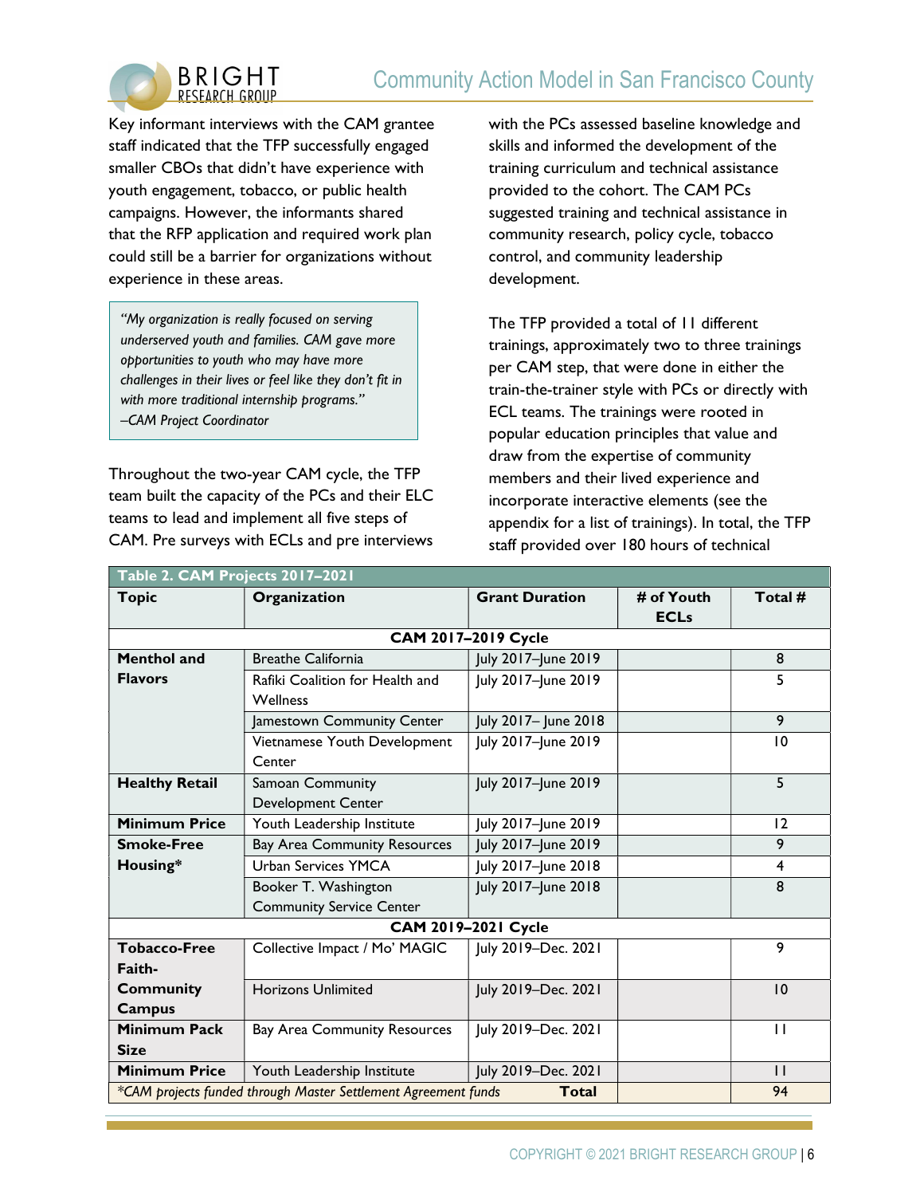Key informant interviews with the CAM grantee staff indicated that the TFP successfully engaged smaller CBOs that didn't have experience with youth engagement, tobacco, or public health campaigns. However, the informants shared that the RFP application and required work plan could still be a barrier for organizations without experience in these areas.

> *"My organization is really focused on serving underserved youth and families. CAM gave more opportunities to youth who may have more challenges in their lives or feel like they don't fit in with more traditional internship programs."*
> *–CAM Project Coordinator*

Throughout the two-year CAM cycle, the TFP team built the capacity of the PCs and their ELC teams to lead and implement all five steps of CAM. Pre surveys with ECLs and pre interviews with the PCs assessed baseline knowledge and skills and informed the development of the training curriculum and technical assistance provided to the cohort. The CAM PCs suggested training and technical assistance in community research, policy cycle, tobacco control, and community leadership development.

The TFP provided a total of 11 different trainings, approximately two to three trainings per CAM step, that were done in either the train-the-trainer style with PCs or directly with ECL teams. The trainings were rooted in popular education principles that value and draw from the expertise of community members and their lived experience and incorporate interactive elements (see the appendix for a list of trainings). In total, the TFP staff provided over 180 hours of technical

**Table 2. CAM Projects 2017–2021**

| Topic | Organization | Grant Duration | # of Youth ECLs | Total # |
|---|---|---|---|---|
| **CAM 2017–2019 Cycle** | | | | |
| **Menthol and Flavors** | Breathe California | July 2017–June 2019 | | 8 |
| | Rafiki Coalition for Health and Wellness | July 2017–June 2019 | | 5 |
| | Jamestown Community Center | July 2017– June 2018 | | 9 |
| | Vietnamese Youth Development Center | July 2017–June 2019 | | 10 |
| **Healthy Retail** | Samoan Community Development Center | July 2017–June 2019 | | 5 |
| **Minimum Price** | Youth Leadership Institute | July 2017–June 2019 | | 12 |
| **Smoke-Free Housing*** | Bay Area Community Resources | July 2017–June 2019 | | 9 |
| | Urban Services YMCA | July 2017–June 2018 | | 4 |
| | Booker T. Washington Community Service Center | July 2017–June 2018 | | 8 |
| **CAM 2019–2021 Cycle** | | | | |
| **Tobacco-Free Faith-Community Campus** | Collective Impact / Mo' MAGIC | July 2019–Dec. 2021 | | 9 |
| | Horizons Unlimited | July 2019–Dec. 2021 | | 10 |
| **Minimum Pack Size** | Bay Area Community Resources | July 2019–Dec. 2021 | | 11 |
| **Minimum Price** | Youth Leadership Institute | July 2019–Dec. 2021 | | 11 |
| *\*CAM projects funded through Master Settlement Agreement funds* | | **Total** | | 94 |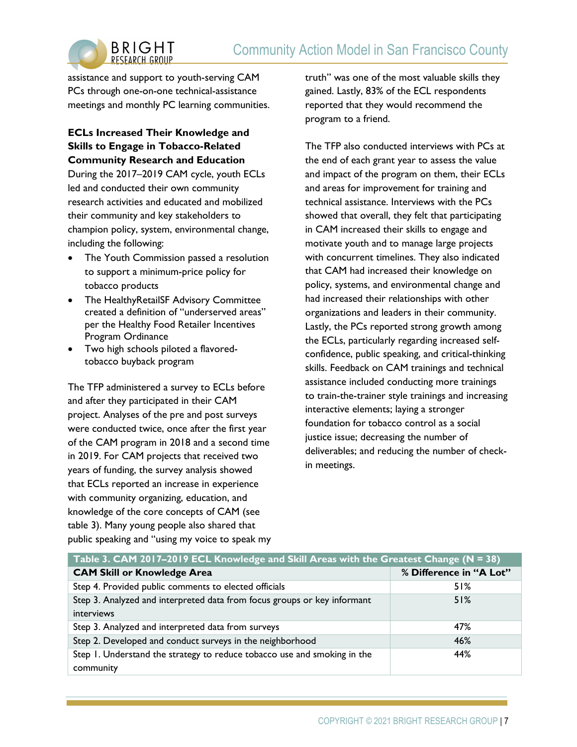assistance and support to youth-serving CAM PCs through one-on-one technical-assistance meetings and monthly PC learning communities.

**ECLs Increased Their Knowledge and Skills to Engage in Tobacco-Related Community Research and Education**

During the 2017–2019 CAM cycle, youth ECLs led and conducted their own community research activities and educated and mobilized their community and key stakeholders to champion policy, system, environmental change, including the following:

- The Youth Commission passed a resolution to support a minimum-price policy for tobacco products
- The HealthyRetailSF Advisory Committee created a definition of "underserved areas" per the Healthy Food Retailer Incentives Program Ordinance
- Two high schools piloted a flavored-tobacco buyback program

The TFP administered a survey to ECLs before and after they participated in their CAM project. Analyses of the pre and post surveys were conducted twice, once after the first year of the CAM program in 2018 and a second time in 2019. For CAM projects that received two years of funding, the survey analysis showed that ECLs reported an increase in experience with community organizing, education, and knowledge of the core concepts of CAM (see table 3). Many young people also shared that public speaking and "using my voice to speak my truth" was one of the most valuable skills they gained. Lastly, 83% of the ECL respondents reported that they would recommend the program to a friend.

The TFP also conducted interviews with PCs at the end of each grant year to assess the value and impact of the program on them, their ECLs and areas for improvement for training and technical assistance. Interviews with the PCs showed that overall, they felt that participating in CAM increased their skills to engage and motivate youth and to manage large projects with concurrent timelines. They also indicated that CAM had increased their knowledge on policy, systems, and environmental change and had increased their relationships with other organizations and leaders in their community. Lastly, the PCs reported strong growth among the ECLs, particularly regarding increased self-confidence, public speaking, and critical-thinking skills. Feedback on CAM trainings and technical assistance included conducting more trainings to train-the-trainer style trainings and increasing interactive elements; laying a stronger foundation for tobacco control as a social justice issue; decreasing the number of deliverables; and reducing the number of check-in meetings.

**Table 3. CAM 2017–2019 ECL Knowledge and Skill Areas with the Greatest Change (N = 38)**

| CAM Skill or Knowledge Area | % Difference in "A Lot" |
|---|---|
| Step 4. Provided public comments to elected officials | 51% |
| Step 3. Analyzed and interpreted data from focus groups or key informant interviews | 51% |
| Step 3. Analyzed and interpreted data from surveys | 47% |
| Step 2. Developed and conduct surveys in the neighborhood | 46% |
| Step 1. Understand the strategy to reduce tobacco use and smoking in the community | 44% |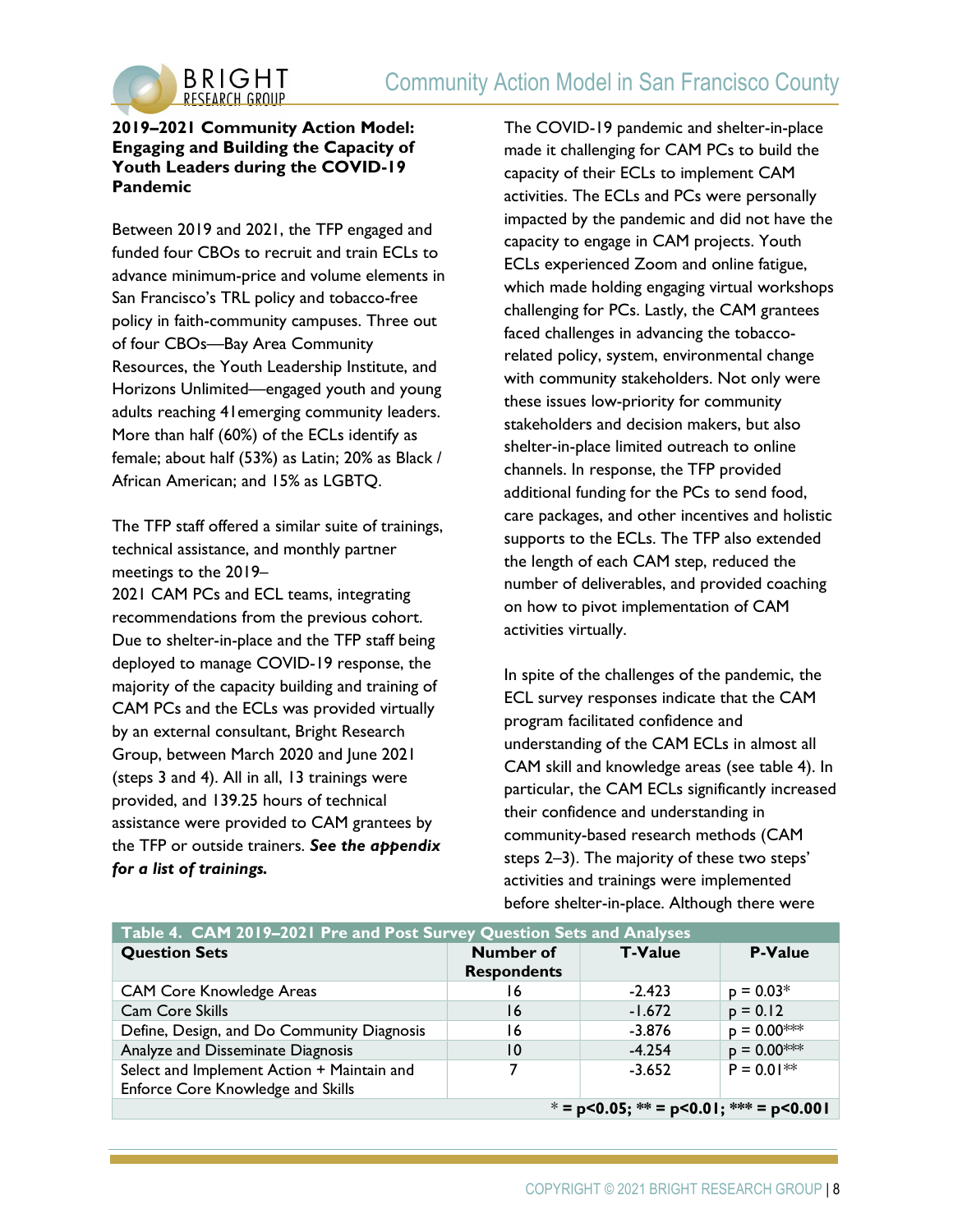**2019–2021 Community Action Model: Engaging and Building the Capacity of Youth Leaders during the COVID-19 Pandemic**

Between 2019 and 2021, the TFP engaged and funded four CBOs to recruit and train ECLs to advance minimum-price and volume elements in San Francisco's TRL policy and tobacco-free policy in faith-community campuses. Three out of four CBOs—Bay Area Community Resources, the Youth Leadership Institute, and Horizons Unlimited—engaged youth and young adults reaching 41emerging community leaders. More than half (60%) of the ECLs identify as female; about half (53%) as Latin; 20% as Black / African American; and 15% as LGBTQ.

The TFP staff offered a similar suite of trainings, technical assistance, and monthly partner meetings to the 2019–2021 CAM PCs and ECL teams, integrating recommendations from the previous cohort. Due to shelter-in-place and the TFP staff being deployed to manage COVID-19 response, the majority of the capacity building and training of CAM PCs and the ECLs was provided virtually by an external consultant, Bright Research Group, between March 2020 and June 2021 (steps 3 and 4). All in all, 13 trainings were provided, and 139.25 hours of technical assistance were provided to CAM grantees by the TFP or outside trainers. ***See the appendix for a list of trainings.***

The COVID-19 pandemic and shelter-in-place made it challenging for CAM PCs to build the capacity of their ECLs to implement CAM activities. The ECLs and PCs were personally impacted by the pandemic and did not have the capacity to engage in CAM projects. Youth ECLs experienced Zoom and online fatigue, which made holding engaging virtual workshops challenging for PCs. Lastly, the CAM grantees faced challenges in advancing the tobacco-related policy, system, environmental change with community stakeholders. Not only were these issues low-priority for community stakeholders and decision makers, but also shelter-in-place limited outreach to online channels. In response, the TFP provided additional funding for the PCs to send food, care packages, and other incentives and holistic supports to the ECLs. The TFP also extended the length of each CAM step, reduced the number of deliverables, and provided coaching on how to pivot implementation of CAM activities virtually.

In spite of the challenges of the pandemic, the ECL survey responses indicate that the CAM program facilitated confidence and understanding of the CAM ECLs in almost all CAM skill and knowledge areas (see table 4). In particular, the CAM ECLs significantly increased their confidence and understanding in community-based research methods (CAM steps 2–3). The majority of these two steps' activities and trainings were implemented before shelter-in-place. Although there were

**Table 4. CAM 2019–2021 Pre and Post Survey Question Sets and Analyses**

| Question Sets | Number of Respondents | T-Value | P-Value |
|---|---|---|---|
| CAM Core Knowledge Areas | 16 | -2.423 | p = 0.03* |
| Cam Core Skills | 16 | -1.672 | p = 0.12 |
| Define, Design, and Do Community Diagnosis | 16 | -3.876 | p = 0.00*** |
| Analyze and Disseminate Diagnosis | 10 | -4.254 | p = 0.00*** |
| Select and Implement Action + Maintain and Enforce Core Knowledge and Skills | 7 | -3.652 | P = 0.01** |

* = p<0.05; ** = p<0.01; *** = p<0.001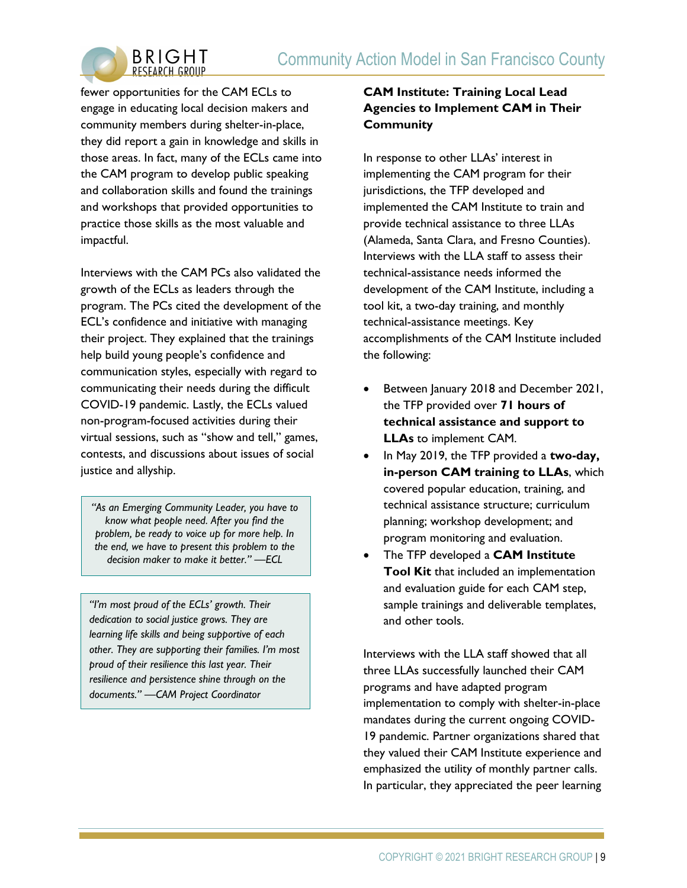fewer opportunities for the CAM ECLs to engage in educating local decision makers and community members during shelter-in-place, they did report a gain in knowledge and skills in those areas. In fact, many of the ECLs came into the CAM program to develop public speaking and collaboration skills and found the trainings and workshops that provided opportunities to practice those skills as the most valuable and impactful.

Interviews with the CAM PCs also validated the growth of the ECLs as leaders through the program. The PCs cited the development of the ECL's confidence and initiative with managing their project. They explained that the trainings help build young people's confidence and communication styles, especially with regard to communicating their needs during the difficult COVID-19 pandemic. Lastly, the ECLs valued non-program-focused activities during their virtual sessions, such as "show and tell," games, contests, and discussions about issues of social justice and allyship.

> *"As an Emerging Community Leader, you have to know what people need. After you find the problem, be ready to voice up for more help. In the end, we have to present this problem to the decision maker to make it better." —ECL*

> *"I'm most proud of the ECLs' growth. Their dedication to social justice grows. They are learning life skills and being supportive of each other. They are supporting their families. I'm most proud of their resilience this last year. Their resilience and persistence shine through on the documents." —CAM Project Coordinator*

### CAM Institute: Training Local Lead Agencies to Implement CAM in Their Community

In response to other LLAs' interest in implementing the CAM program for their jurisdictions, the TFP developed and implemented the CAM Institute to train and provide technical assistance to three LLAs (Alameda, Santa Clara, and Fresno Counties). Interviews with the LLA staff to assess their technical-assistance needs informed the development of the CAM Institute, including a tool kit, a two-day training, and monthly technical-assistance meetings. Key accomplishments of the CAM Institute included the following:

- Between January 2018 and December 2021, the TFP provided over **71 hours of technical assistance and support to LLAs** to implement CAM.
- In May 2019, the TFP provided a **two-day, in-person CAM training to LLAs**, which covered popular education, training, and technical assistance structure; curriculum planning; workshop development; and program monitoring and evaluation.
- The TFP developed a **CAM Institute Tool Kit** that included an implementation and evaluation guide for each CAM step, sample trainings and deliverable templates, and other tools.

Interviews with the LLA staff showed that all three LLAs successfully launched their CAM programs and have adapted program implementation to comply with shelter-in-place mandates during the current ongoing COVID-19 pandemic. Partner organizations shared that they valued their CAM Institute experience and emphasized the utility of monthly partner calls. In particular, they appreciated the peer learning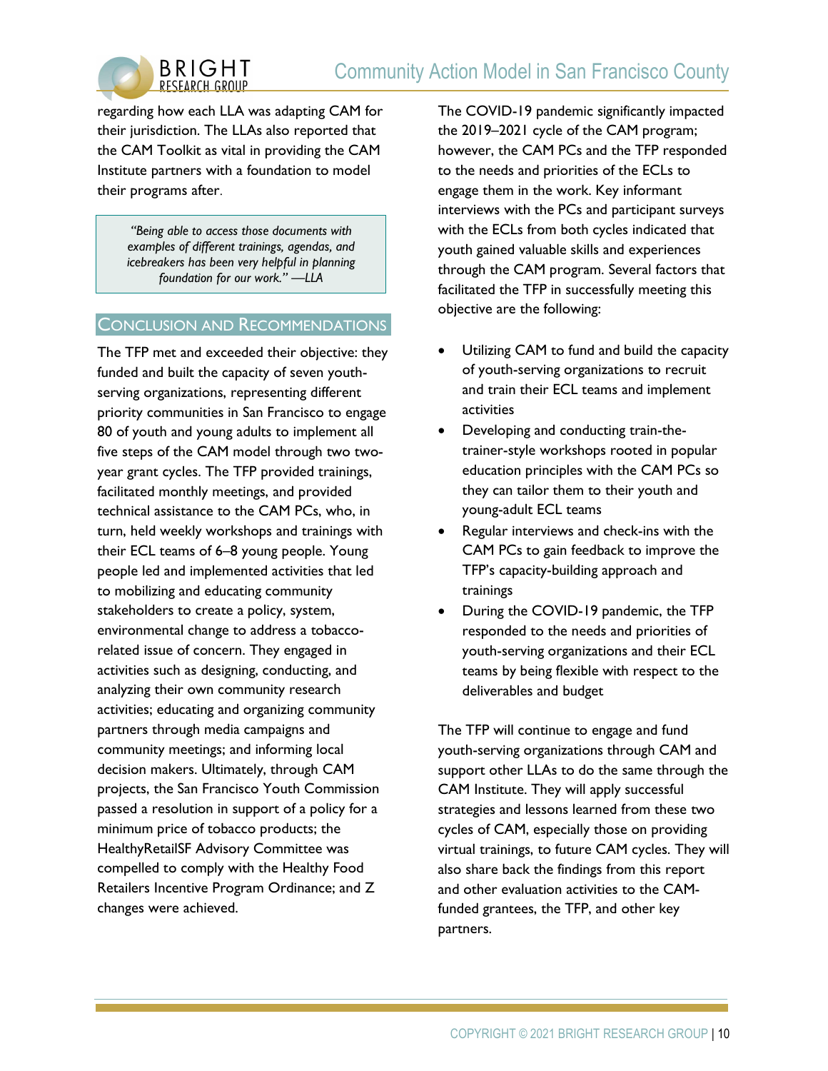regarding how each LLA was adapting CAM for their jurisdiction. The LLAs also reported that the CAM Toolkit as vital in providing the CAM Institute partners with a foundation to model their programs after.

> *"Being able to access those documents with examples of different trainings, agendas, and icebreakers has been very helpful in planning foundation for our work." —LLA*

## Conclusion and Recommendations

The TFP met and exceeded their objective: they funded and built the capacity of seven youth-serving organizations, representing different priority communities in San Francisco to engage 80 of youth and young adults to implement all five steps of the CAM model through two two-year grant cycles. The TFP provided trainings, facilitated monthly meetings, and provided technical assistance to the CAM PCs, who, in turn, held weekly workshops and trainings with their ECL teams of 6–8 young people. Young people led and implemented activities that led to mobilizing and educating community stakeholders to create a policy, system, environmental change to address a tobacco-related issue of concern. They engaged in activities such as designing, conducting, and analyzing their own community research activities; educating and organizing community partners through media campaigns and community meetings; and informing local decision makers. Ultimately, through CAM projects, the San Francisco Youth Commission passed a resolution in support of a policy for a minimum price of tobacco products; the HealthyRetailSF Advisory Committee was compelled to comply with the Healthy Food Retailers Incentive Program Ordinance; and Z changes were achieved.

The COVID-19 pandemic significantly impacted the 2019–2021 cycle of the CAM program; however, the CAM PCs and the TFP responded to the needs and priorities of the ECLs to engage them in the work. Key informant interviews with the PCs and participant surveys with the ECLs from both cycles indicated that youth gained valuable skills and experiences through the CAM program. Several factors that facilitated the TFP in successfully meeting this objective are the following:

- Utilizing CAM to fund and build the capacity of youth-serving organizations to recruit and train their ECL teams and implement activities
- Developing and conducting train-the-trainer-style workshops rooted in popular education principles with the CAM PCs so they can tailor them to their youth and young-adult ECL teams
- Regular interviews and check-ins with the CAM PCs to gain feedback to improve the TFP's capacity-building approach and trainings
- During the COVID-19 pandemic, the TFP responded to the needs and priorities of youth-serving organizations and their ECL teams by being flexible with respect to the deliverables and budget

The TFP will continue to engage and fund youth-serving organizations through CAM and support other LLAs to do the same through the CAM Institute. They will apply successful strategies and lessons learned from these two cycles of CAM, especially those on providing virtual trainings, to future CAM cycles. They will also share back the findings from this report and other evaluation activities to the CAM-funded grantees, the TFP, and other key partners.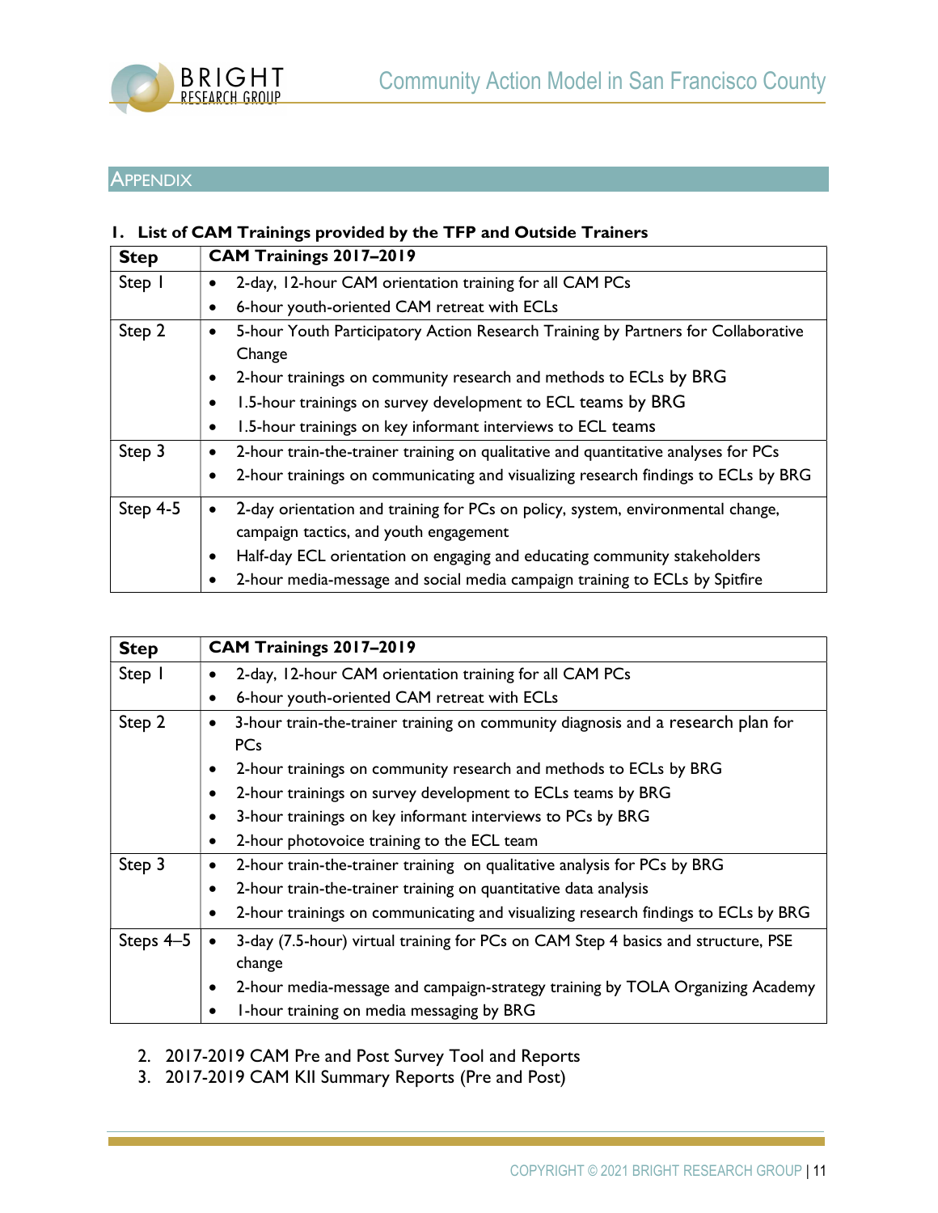## APPENDIX

**1. List of CAM Trainings provided by the TFP and Outside Trainers**

| Step | CAM Trainings 2017–2019 |
|---|---|
| Step 1 | • 2-day, 12-hour CAM orientation training for all CAM PCs<br>• 6-hour youth-oriented CAM retreat with ECLs |
| Step 2 | • 5-hour Youth Participatory Action Research Training by Partners for Collaborative Change<br>• 2-hour trainings on community research and methods to ECLs by BRG<br>• 1.5-hour trainings on survey development to ECL teams by BRG<br>• 1.5-hour trainings on key informant interviews to ECL teams |
| Step 3 | • 2-hour train-the-trainer training on qualitative and quantitative analyses for PCs<br>• 2-hour trainings on communicating and visualizing research findings to ECLs by BRG |
| Step 4-5 | • 2-day orientation and training for PCs on policy, system, environmental change, campaign tactics, and youth engagement<br>• Half-day ECL orientation on engaging and educating community stakeholders<br>• 2-hour media-message and social media campaign training to ECLs by Spitfire |

| Step | CAM Trainings 2017–2019 |
|---|---|
| Step 1 | • 2-day, 12-hour CAM orientation training for all CAM PCs<br>• 6-hour youth-oriented CAM retreat with ECLs |
| Step 2 | • 3-hour train-the-trainer training on community diagnosis and a research plan for PCs<br>• 2-hour trainings on community research and methods to ECLs by BRG<br>• 2-hour trainings on survey development to ECLs teams by BRG<br>• 3-hour trainings on key informant interviews to PCs by BRG<br>• 2-hour photovoice training to the ECL team |
| Step 3 | • 2-hour train-the-trainer training on qualitative analysis for PCs by BRG<br>• 2-hour train-the-trainer training on quantitative data analysis<br>• 2-hour trainings on communicating and visualizing research findings to ECLs by BRG |
| Steps 4–5 | • 3-day (7.5-hour) virtual training for PCs on CAM Step 4 basics and structure, PSE change<br>• 2-hour media-message and campaign-strategy training by TOLA Organizing Academy<br>• 1-hour training on media messaging by BRG |

2. 2017-2019 CAM Pre and Post Survey Tool and Reports
3. 2017-2019 CAM KII Summary Reports (Pre and Post)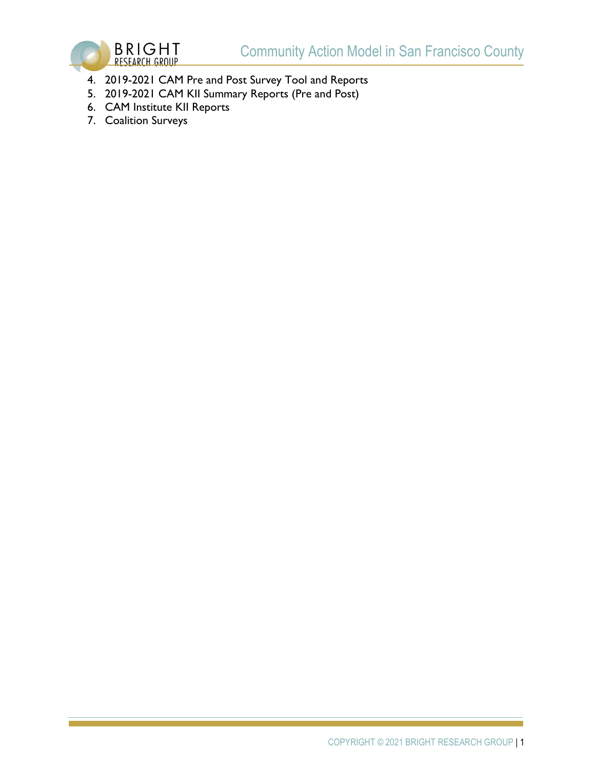4. 2019-2021 CAM Pre and Post Survey Tool and Reports
5. 2019-2021 CAM KII Summary Reports (Pre and Post)
6. CAM Institute KII Reports
7. Coalition Surveys